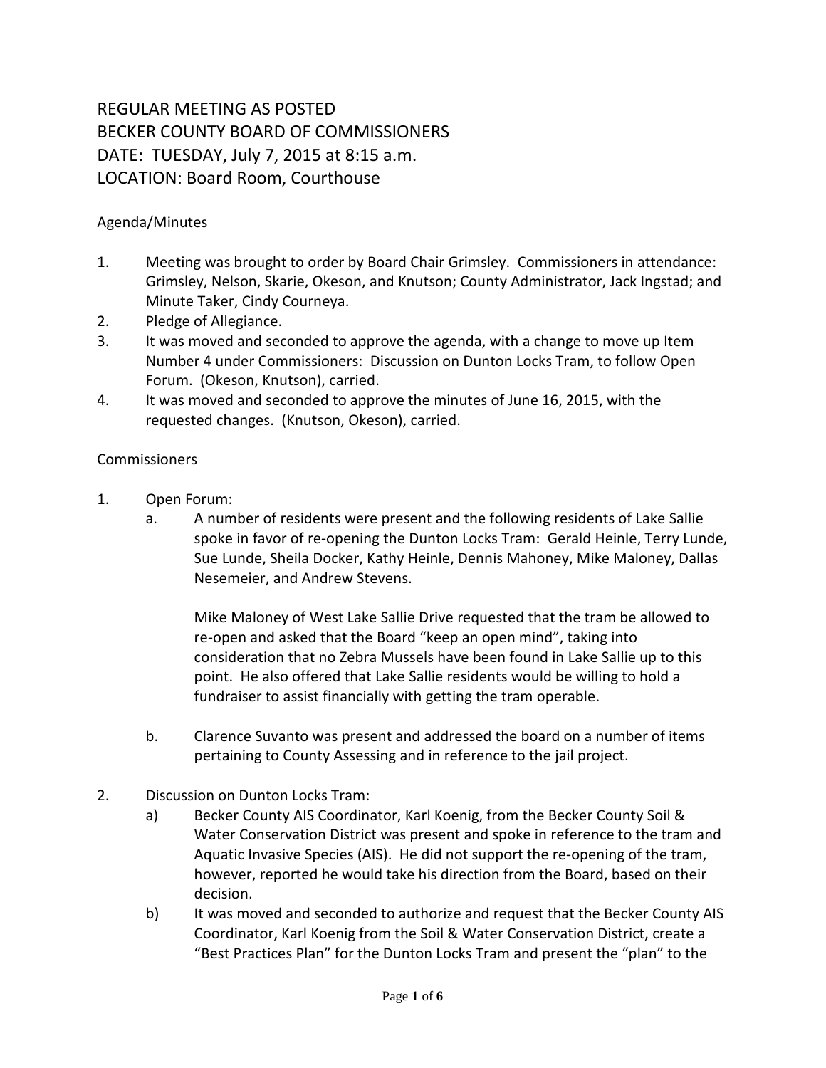# REGULAR MEETING AS POSTED
# BECKER COUNTY BOARD OF COMMISSIONERS
# DATE: TUESDAY, July 7, 2015 at 8:15 a.m.
# LOCATION: Board Room, Courthouse

Agenda/Minutes

1. Meeting was brought to order by Board Chair Grimsley. Commissioners in attendance: Grimsley, Nelson, Skarie, Okeson, and Knutson; County Administrator, Jack Ingstad; and Minute Taker, Cindy Courneya.
2. Pledge of Allegiance.
3. It was moved and seconded to approve the agenda, with a change to move up Item Number 4 under Commissioners: Discussion on Dunton Locks Tram, to follow Open Forum. (Okeson, Knutson), carried.
4. It was moved and seconded to approve the minutes of June 16, 2015, with the requested changes. (Knutson, Okeson), carried.

Commissioners

1. Open Forum:
   a. A number of residents were present and the following residents of Lake Sallie spoke in favor of re-opening the Dunton Locks Tram: Gerald Heinle, Terry Lunde, Sue Lunde, Sheila Docker, Kathy Heinle, Dennis Mahoney, Mike Maloney, Dallas Nesemeier, and Andrew Stevens.

      Mike Maloney of West Lake Sallie Drive requested that the tram be allowed to re-open and asked that the Board "keep an open mind", taking into consideration that no Zebra Mussels have been found in Lake Sallie up to this point. He also offered that Lake Sallie residents would be willing to hold a fundraiser to assist financially with getting the tram operable.

   b. Clarence Suvanto was present and addressed the board on a number of items pertaining to County Assessing and in reference to the jail project.

2. Discussion on Dunton Locks Tram:
   a) Becker County AIS Coordinator, Karl Koenig, from the Becker County Soil & Water Conservation District was present and spoke in reference to the tram and Aquatic Invasive Species (AIS). He did not support the re-opening of the tram, however, reported he would take his direction from the Board, based on their decision.
   b) It was moved and seconded to authorize and request that the Becker County AIS Coordinator, Karl Koenig from the Soil & Water Conservation District, create a "Best Practices Plan" for the Dunton Locks Tram and present the "plan" to the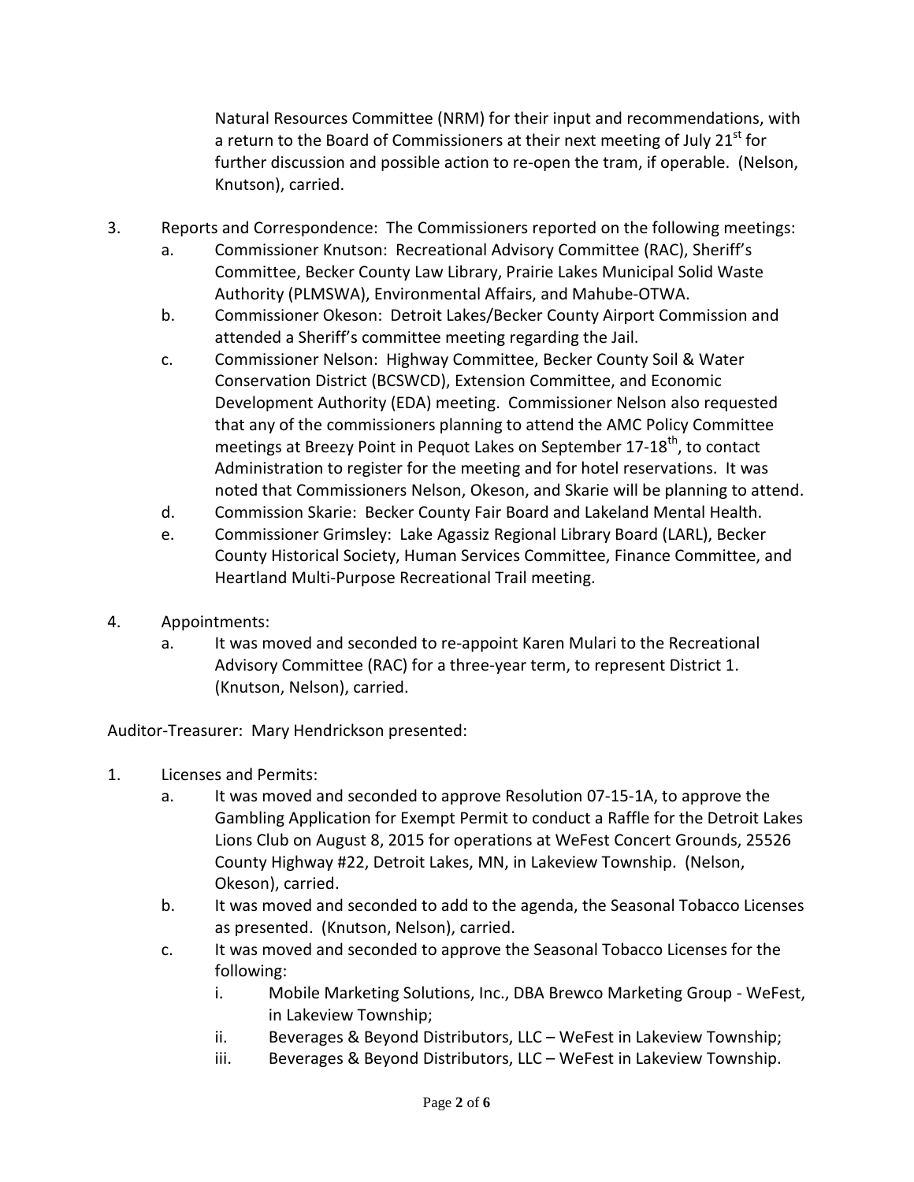Natural Resources Committee (NRM) for their input and recommendations, with a return to the Board of Commissioners at their next meeting of July 21st for further discussion and possible action to re-open the tram, if operable. (Nelson, Knutson), carried.

3. Reports and Correspondence: The Commissioners reported on the following meetings:
   a. Commissioner Knutson: Recreational Advisory Committee (RAC), Sheriff's Committee, Becker County Law Library, Prairie Lakes Municipal Solid Waste Authority (PLMSWA), Environmental Affairs, and Mahube-OTWA.
   b. Commissioner Okeson: Detroit Lakes/Becker County Airport Commission and attended a Sheriff's committee meeting regarding the Jail.
   c. Commissioner Nelson: Highway Committee, Becker County Soil & Water Conservation District (BCSWCD), Extension Committee, and Economic Development Authority (EDA) meeting. Commissioner Nelson also requested that any of the commissioners planning to attend the AMC Policy Committee meetings at Breezy Point in Pequot Lakes on September 17-18th, to contact Administration to register for the meeting and for hotel reservations. It was noted that Commissioners Nelson, Okeson, and Skarie will be planning to attend.
   d. Commission Skarie: Becker County Fair Board and Lakeland Mental Health.
   e. Commissioner Grimsley: Lake Agassiz Regional Library Board (LARL), Becker County Historical Society, Human Services Committee, Finance Committee, and Heartland Multi-Purpose Recreational Trail meeting.

4. Appointments:
   a. It was moved and seconded to re-appoint Karen Mulari to the Recreational Advisory Committee (RAC) for a three-year term, to represent District 1. (Knutson, Nelson), carried.

Auditor-Treasurer: Mary Hendrickson presented:

1. Licenses and Permits:
   a. It was moved and seconded to approve Resolution 07-15-1A, to approve the Gambling Application for Exempt Permit to conduct a Raffle for the Detroit Lakes Lions Club on August 8, 2015 for operations at WeFest Concert Grounds, 25526 County Highway #22, Detroit Lakes, MN, in Lakeview Township. (Nelson, Okeson), carried.
   b. It was moved and seconded to add to the agenda, the Seasonal Tobacco Licenses as presented. (Knutson, Nelson), carried.
   c. It was moved and seconded to approve the Seasonal Tobacco Licenses for the following:
      i. Mobile Marketing Solutions, Inc., DBA Brewco Marketing Group - WeFest, in Lakeview Township;
      ii. Beverages & Beyond Distributors, LLC – WeFest in Lakeview Township;
      iii. Beverages & Beyond Distributors, LLC – WeFest in Lakeview Township.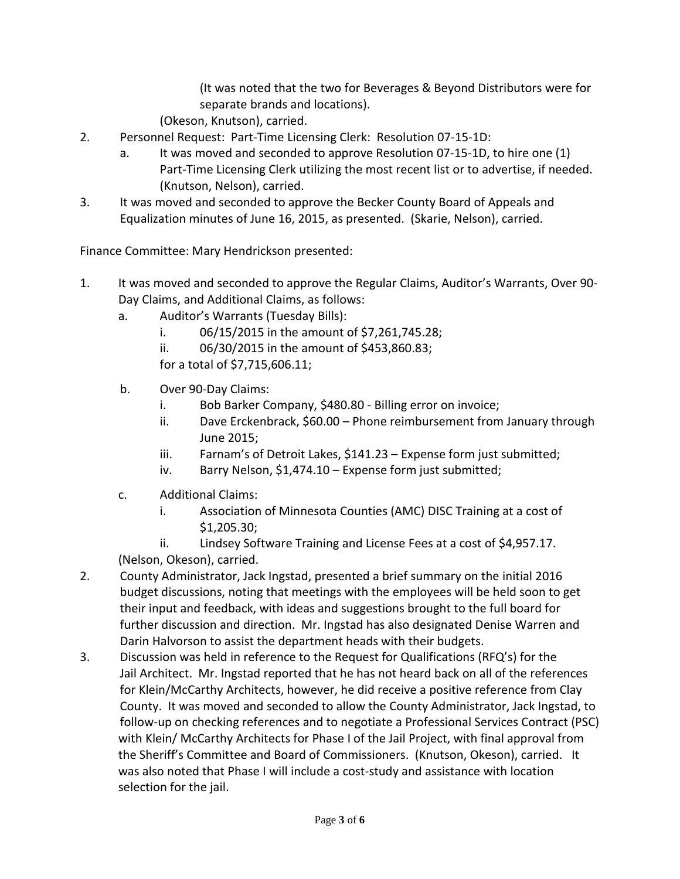(It was noted that the two for Beverages & Beyond Distributors were for separate brands and locations).

(Okeson, Knutson), carried.

2. Personnel Request: Part-Time Licensing Clerk: Resolution 07-15-1D:
   a. It was moved and seconded to approve Resolution 07-15-1D, to hire one (1) Part-Time Licensing Clerk utilizing the most recent list or to advertise, if needed. (Knutson, Nelson), carried.
3. It was moved and seconded to approve the Becker County Board of Appeals and Equalization minutes of June 16, 2015, as presented. (Skarie, Nelson), carried.

Finance Committee: Mary Hendrickson presented:

1. It was moved and seconded to approve the Regular Claims, Auditor's Warrants, Over 90-Day Claims, and Additional Claims, as follows:
   a. Auditor's Warrants (Tuesday Bills):
      i. 06/15/2015 in the amount of $7,261,745.28;
      ii. 06/30/2015 in the amount of $453,860.83;

      for a total of $7,715,606.11;
   b. Over 90-Day Claims:
      i. Bob Barker Company, $480.80 - Billing error on invoice;
      ii. Dave Erckenbrack, $60.00 – Phone reimbursement from January through June 2015;
      iii. Farnam's of Detroit Lakes, $141.23 – Expense form just submitted;
      iv. Barry Nelson, $1,474.10 – Expense form just submitted;
   c. Additional Claims:
      i. Association of Minnesota Counties (AMC) DISC Training at a cost of $1,205.30;
      ii. Lindsey Software Training and License Fees at a cost of $4,957.17.

   (Nelson, Okeson), carried.
2. County Administrator, Jack Ingstad, presented a brief summary on the initial 2016 budget discussions, noting that meetings with the employees will be held soon to get their input and feedback, with ideas and suggestions brought to the full board for further discussion and direction. Mr. Ingstad has also designated Denise Warren and Darin Halvorson to assist the department heads with their budgets.
3. Discussion was held in reference to the Request for Qualifications (RFQ's) for the Jail Architect. Mr. Ingstad reported that he has not heard back on all of the references for Klein/McCarthy Architects, however, he did receive a positive reference from Clay County. It was moved and seconded to allow the County Administrator, Jack Ingstad, to follow-up on checking references and to negotiate a Professional Services Contract (PSC) with Klein/ McCarthy Architects for Phase I of the Jail Project, with final approval from the Sheriff's Committee and Board of Commissioners. (Knutson, Okeson), carried. It was also noted that Phase I will include a cost-study and assistance with location selection for the jail.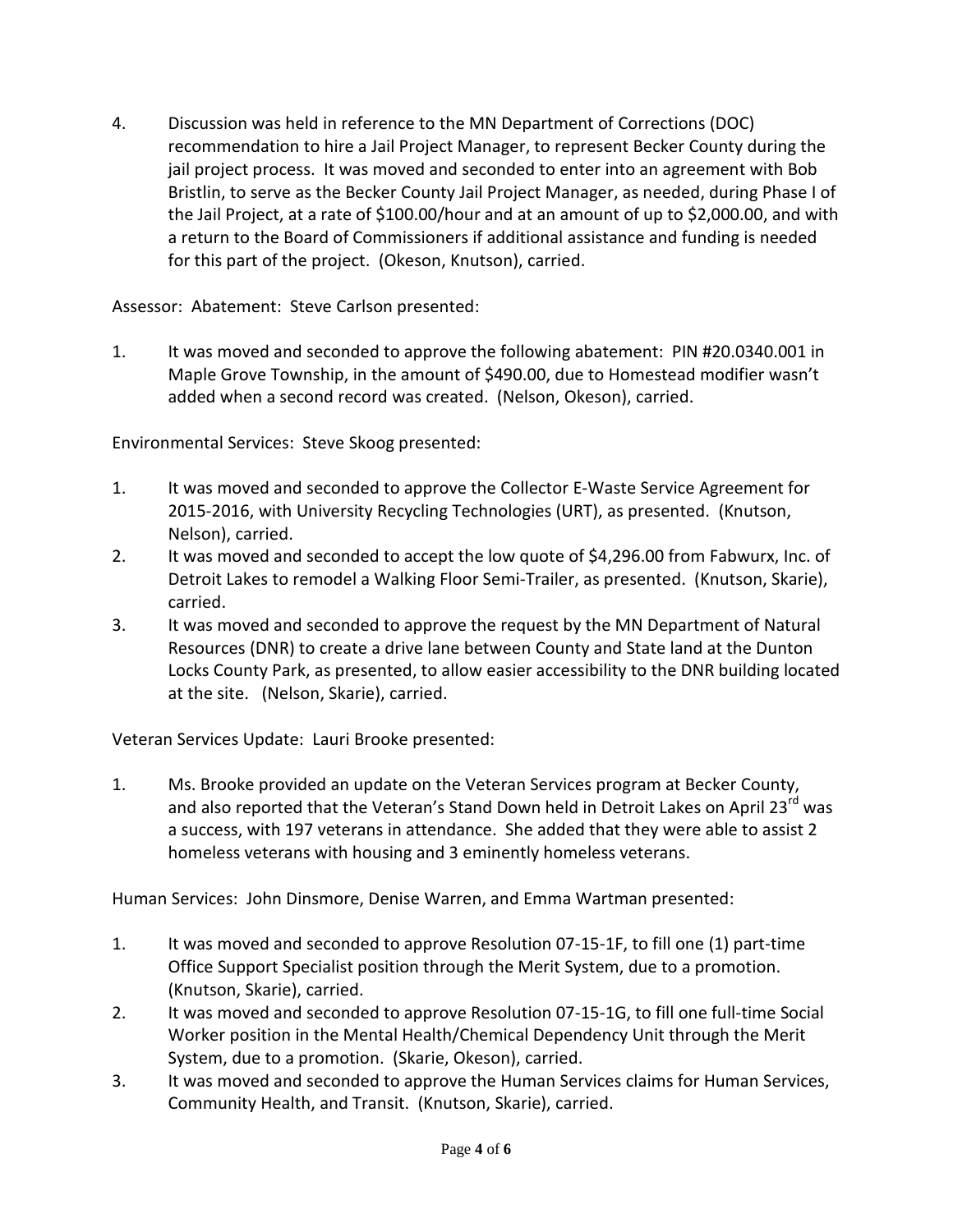4. Discussion was held in reference to the MN Department of Corrections (DOC) recommendation to hire a Jail Project Manager, to represent Becker County during the jail project process. It was moved and seconded to enter into an agreement with Bob Bristlin, to serve as the Becker County Jail Project Manager, as needed, during Phase I of the Jail Project, at a rate of $100.00/hour and at an amount of up to $2,000.00, and with a return to the Board of Commissioners if additional assistance and funding is needed for this part of the project. (Okeson, Knutson), carried.

Assessor: Abatement: Steve Carlson presented:

1. It was moved and seconded to approve the following abatement: PIN #20.0340.001 in Maple Grove Township, in the amount of $490.00, due to Homestead modifier wasn't added when a second record was created. (Nelson, Okeson), carried.

Environmental Services: Steve Skoog presented:

1. It was moved and seconded to approve the Collector E-Waste Service Agreement for 2015-2016, with University Recycling Technologies (URT), as presented. (Knutson, Nelson), carried.
2. It was moved and seconded to accept the low quote of $4,296.00 from Fabwurx, Inc. of Detroit Lakes to remodel a Walking Floor Semi-Trailer, as presented. (Knutson, Skarie), carried.
3. It was moved and seconded to approve the request by the MN Department of Natural Resources (DNR) to create a drive lane between County and State land at the Dunton Locks County Park, as presented, to allow easier accessibility to the DNR building located at the site. (Nelson, Skarie), carried.

Veteran Services Update: Lauri Brooke presented:

1. Ms. Brooke provided an update on the Veteran Services program at Becker County, and also reported that the Veteran's Stand Down held in Detroit Lakes on April 23rd was a success, with 197 veterans in attendance. She added that they were able to assist 2 homeless veterans with housing and 3 eminently homeless veterans.

Human Services: John Dinsmore, Denise Warren, and Emma Wartman presented:

1. It was moved and seconded to approve Resolution 07-15-1F, to fill one (1) part-time Office Support Specialist position through the Merit System, due to a promotion. (Knutson, Skarie), carried.
2. It was moved and seconded to approve Resolution 07-15-1G, to fill one full-time Social Worker position in the Mental Health/Chemical Dependency Unit through the Merit System, due to a promotion. (Skarie, Okeson), carried.
3. It was moved and seconded to approve the Human Services claims for Human Services, Community Health, and Transit. (Knutson, Skarie), carried.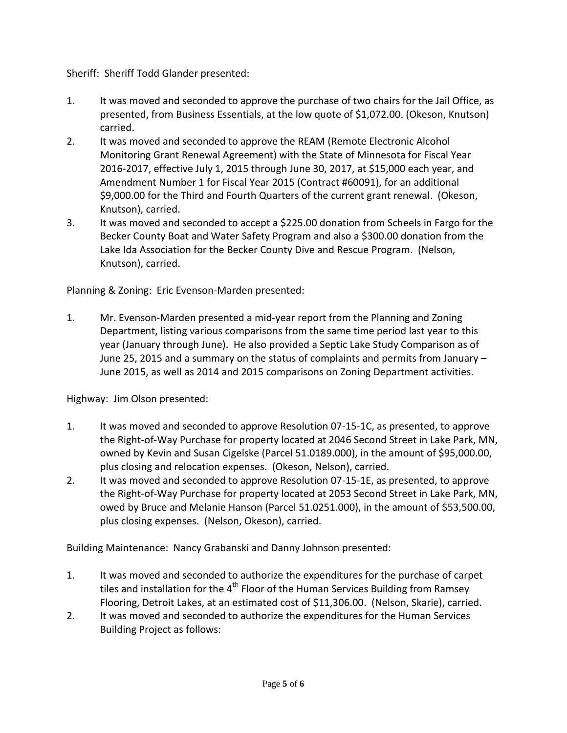Sheriff: Sheriff Todd Glander presented:

1. It was moved and seconded to approve the purchase of two chairs for the Jail Office, as presented, from Business Essentials, at the low quote of $1,072.00. (Okeson, Knutson) carried.
2. It was moved and seconded to approve the REAM (Remote Electronic Alcohol Monitoring Grant Renewal Agreement) with the State of Minnesota for Fiscal Year 2016-2017, effective July 1, 2015 through June 30, 2017, at $15,000 each year, and Amendment Number 1 for Fiscal Year 2015 (Contract #60091), for an additional $9,000.00 for the Third and Fourth Quarters of the current grant renewal. (Okeson, Knutson), carried.
3. It was moved and seconded to accept a $225.00 donation from Scheels in Fargo for the Becker County Boat and Water Safety Program and also a $300.00 donation from the Lake Ida Association for the Becker County Dive and Rescue Program. (Nelson, Knutson), carried.

Planning & Zoning: Eric Evenson-Marden presented:

1. Mr. Evenson-Marden presented a mid-year report from the Planning and Zoning Department, listing various comparisons from the same time period last year to this year (January through June). He also provided a Septic Lake Study Comparison as of June 25, 2015 and a summary on the status of complaints and permits from January – June 2015, as well as 2014 and 2015 comparisons on Zoning Department activities.

Highway: Jim Olson presented:

1. It was moved and seconded to approve Resolution 07-15-1C, as presented, to approve the Right-of-Way Purchase for property located at 2046 Second Street in Lake Park, MN, owned by Kevin and Susan Cigelske (Parcel 51.0189.000), in the amount of $95,000.00, plus closing and relocation expenses. (Okeson, Nelson), carried.
2. It was moved and seconded to approve Resolution 07-15-1E, as presented, to approve the Right-of-Way Purchase for property located at 2053 Second Street in Lake Park, MN, owed by Bruce and Melanie Hanson (Parcel 51.0251.000), in the amount of $53,500.00, plus closing expenses. (Nelson, Okeson), carried.

Building Maintenance: Nancy Grabanski and Danny Johnson presented:

1. It was moved and seconded to authorize the expenditures for the purchase of carpet tiles and installation for the 4th Floor of the Human Services Building from Ramsey Flooring, Detroit Lakes, at an estimated cost of $11,306.00. (Nelson, Skarie), carried.
2. It was moved and seconded to authorize the expenditures for the Human Services Building Project as follows: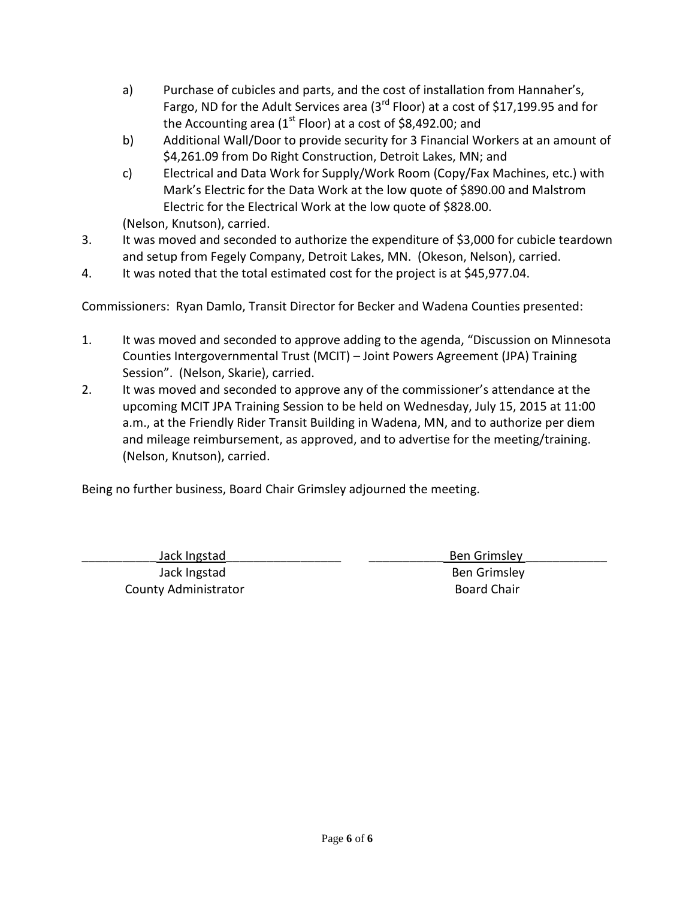a) Purchase of cubicles and parts, and the cost of installation from Hannaher's, Fargo, ND for the Adult Services area (3rd Floor) at a cost of $17,199.95 and for the Accounting area (1st Floor) at a cost of $8,492.00; and

b) Additional Wall/Door to provide security for 3 Financial Workers at an amount of $4,261.09 from Do Right Construction, Detroit Lakes, MN; and

c) Electrical and Data Work for Supply/Work Room (Copy/Fax Machines, etc.) with Mark's Electric for the Data Work at the low quote of $890.00 and Malstrom Electric for the Electrical Work at the low quote of $828.00.

(Nelson, Knutson), carried.

3. It was moved and seconded to authorize the expenditure of $3,000 for cubicle teardown and setup from Fegely Company, Detroit Lakes, MN. (Okeson, Nelson), carried.
4. It was noted that the total estimated cost for the project is at $45,977.04.

Commissioners: Ryan Damlo, Transit Director for Becker and Wadena Counties presented:

1. It was moved and seconded to approve adding to the agenda, "Discussion on Minnesota Counties Intergovernmental Trust (MCIT) – Joint Powers Agreement (JPA) Training Session". (Nelson, Skarie), carried.
2. It was moved and seconded to approve any of the commissioner's attendance at the upcoming MCIT JPA Training Session to be held on Wednesday, July 15, 2015 at 11:00 a.m., at the Friendly Rider Transit Building in Wadena, MN, and to authorize per diem and mileage reimbursement, as approved, and to advertise for the meeting/training. (Nelson, Knutson), carried.

Being no further business, Board Chair Grimsley adjourned the meeting.

| | |
|---|---|
| Jack Ingstad | Ben Grimsley |
| Jack Ingstad | Ben Grimsley |
| County Administrator | Board Chair |